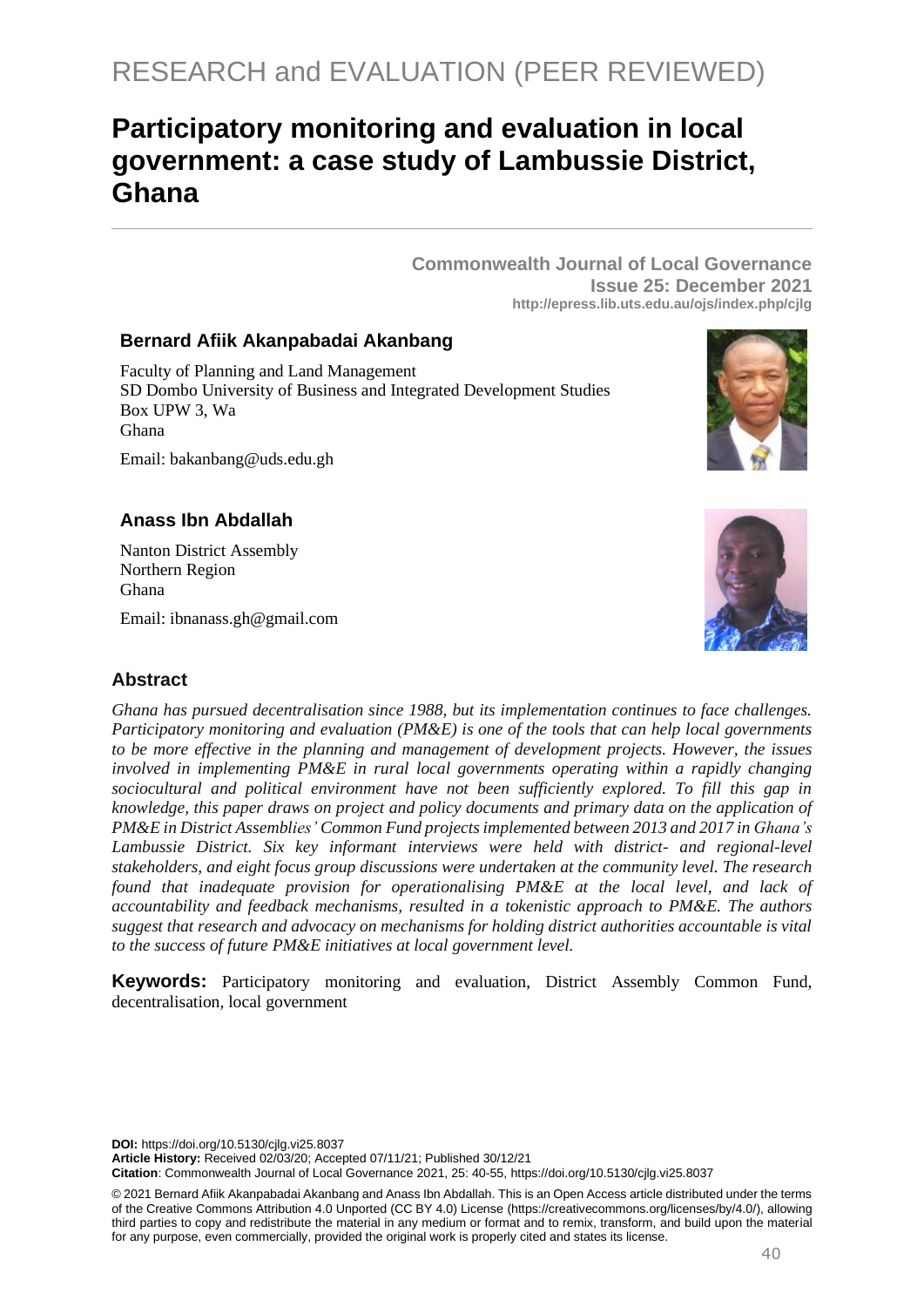RESEARCH and EVALUATION (PEER REVIEWED)

# Participatory monitoring and evaluation in local government: a case study of Lambussie District, Ghana

**Commonwealth Journal of Local Governance**
**Issue 25: December 2021**
**http://epress.lib.uts.edu.au/ojs/index.php/cjlg**

### Bernard Afiik Akanpabadai Akanbang

Faculty of Planning and Land Management
SD Dombo University of Business and Integrated Development Studies
Box UPW 3, Wa
Ghana

Email: bakanbang@uds.edu.gh

### Anass Ibn Abdallah

Nanton District Assembly
Northern Region
Ghana

Email: ibnanass.gh@gmail.com

## Abstract

*Ghana has pursued decentralisation since 1988, but its implementation continues to face challenges. Participatory monitoring and evaluation (PM&E) is one of the tools that can help local governments to be more effective in the planning and management of development projects. However, the issues involved in implementing PM&E in rural local governments operating within a rapidly changing sociocultural and political environment have not been sufficiently explored. To fill this gap in knowledge, this paper draws on project and policy documents and primary data on the application of PM&E in District Assemblies' Common Fund projects implemented between 2013 and 2017 in Ghana's Lambussie District. Six key informant interviews were held with district- and regional-level stakeholders, and eight focus group discussions were undertaken at the community level. The research found that inadequate provision for operationalising PM&E at the local level, and lack of accountability and feedback mechanisms, resulted in a tokenistic approach to PM&E. The authors suggest that research and advocacy on mechanisms for holding district authorities accountable is vital to the success of future PM&E initiatives at local government level.*

**Keywords:** Participatory monitoring and evaluation, District Assembly Common Fund, decentralisation, local government

**DOI:** https://doi.org/10.5130/cjlg.vi25.8037
**Article History:** Received 02/03/20; Accepted 07/11/21; Published 30/12/21
**Citation**: Commonwealth Journal of Local Governance 2021, 25: 40-55, https://doi.org/10.5130/cjlg.vi25.8037

© 2021 Bernard Afiik Akanpabadai Akanbang and Anass Ibn Abdallah. This is an Open Access article distributed under the terms of the Creative Commons Attribution 4.0 Unported (CC BY 4.0) License (https://creativecommons.org/licenses/by/4.0/), allowing third parties to copy and redistribute the material in any medium or format and to remix, transform, and build upon the material for any purpose, even commercially, provided the original work is properly cited and states its license.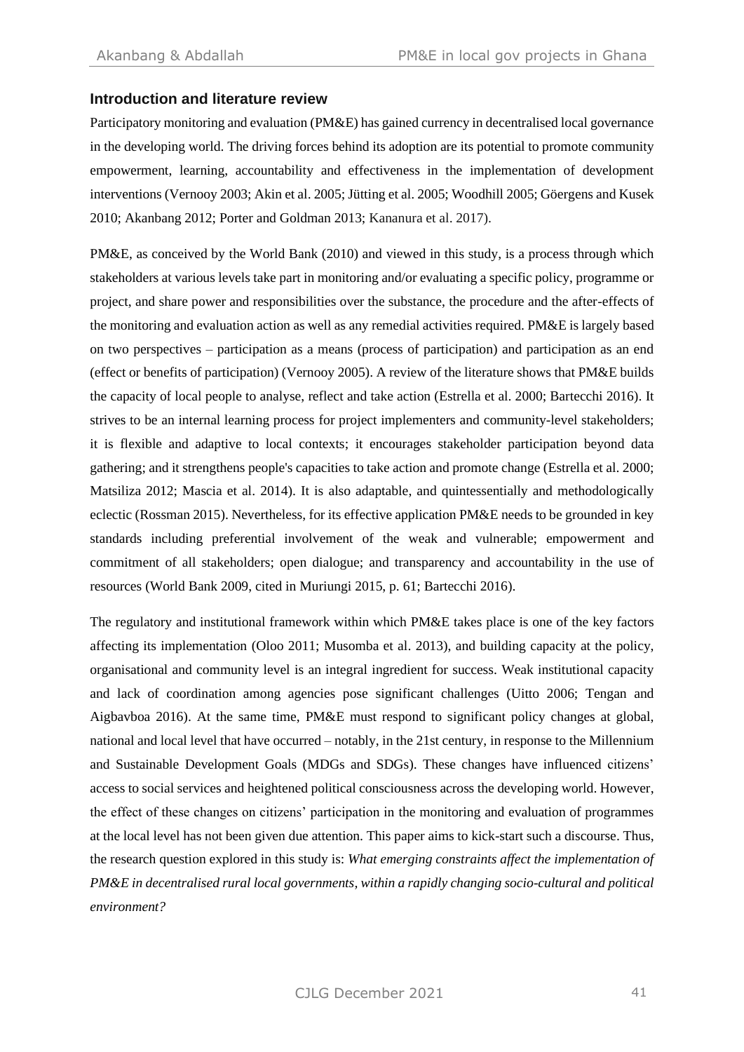## Introduction and literature review

Participatory monitoring and evaluation (PM&E) has gained currency in decentralised local governance in the developing world. The driving forces behind its adoption are its potential to promote community empowerment, learning, accountability and effectiveness in the implementation of development interventions (Vernooy 2003; Akin et al. 2005; Jütting et al. 2005; Woodhill 2005; Göergens and Kusek 2010; Akanbang 2012; Porter and Goldman 2013; Kananura et al. 2017).

PM&E, as conceived by the World Bank (2010) and viewed in this study, is a process through which stakeholders at various levels take part in monitoring and/or evaluating a specific policy, programme or project, and share power and responsibilities over the substance, the procedure and the after-effects of the monitoring and evaluation action as well as any remedial activities required. PM&E is largely based on two perspectives – participation as a means (process of participation) and participation as an end (effect or benefits of participation) (Vernooy 2005). A review of the literature shows that PM&E builds the capacity of local people to analyse, reflect and take action (Estrella et al. 2000; Bartecchi 2016). It strives to be an internal learning process for project implementers and community-level stakeholders; it is flexible and adaptive to local contexts; it encourages stakeholder participation beyond data gathering; and it strengthens people's capacities to take action and promote change (Estrella et al. 2000; Matsiliza 2012; Mascia et al. 2014). It is also adaptable, and quintessentially and methodologically eclectic (Rossman 2015). Nevertheless, for its effective application PM&E needs to be grounded in key standards including preferential involvement of the weak and vulnerable; empowerment and commitment of all stakeholders; open dialogue; and transparency and accountability in the use of resources (World Bank 2009, cited in Muriungi 2015, p. 61; Bartecchi 2016).

The regulatory and institutional framework within which PM&E takes place is one of the key factors affecting its implementation (Oloo 2011; Musomba et al. 2013), and building capacity at the policy, organisational and community level is an integral ingredient for success. Weak institutional capacity and lack of coordination among agencies pose significant challenges (Uitto 2006; Tengan and Aigbavboa 2016). At the same time, PM&E must respond to significant policy changes at global, national and local level that have occurred – notably, in the 21st century, in response to the Millennium and Sustainable Development Goals (MDGs and SDGs). These changes have influenced citizens' access to social services and heightened political consciousness across the developing world. However, the effect of these changes on citizens' participation in the monitoring and evaluation of programmes at the local level has not been given due attention. This paper aims to kick-start such a discourse. Thus, the research question explored in this study is: *What emerging constraints affect the implementation of PM&E in decentralised rural local governments, within a rapidly changing socio-cultural and political environment?*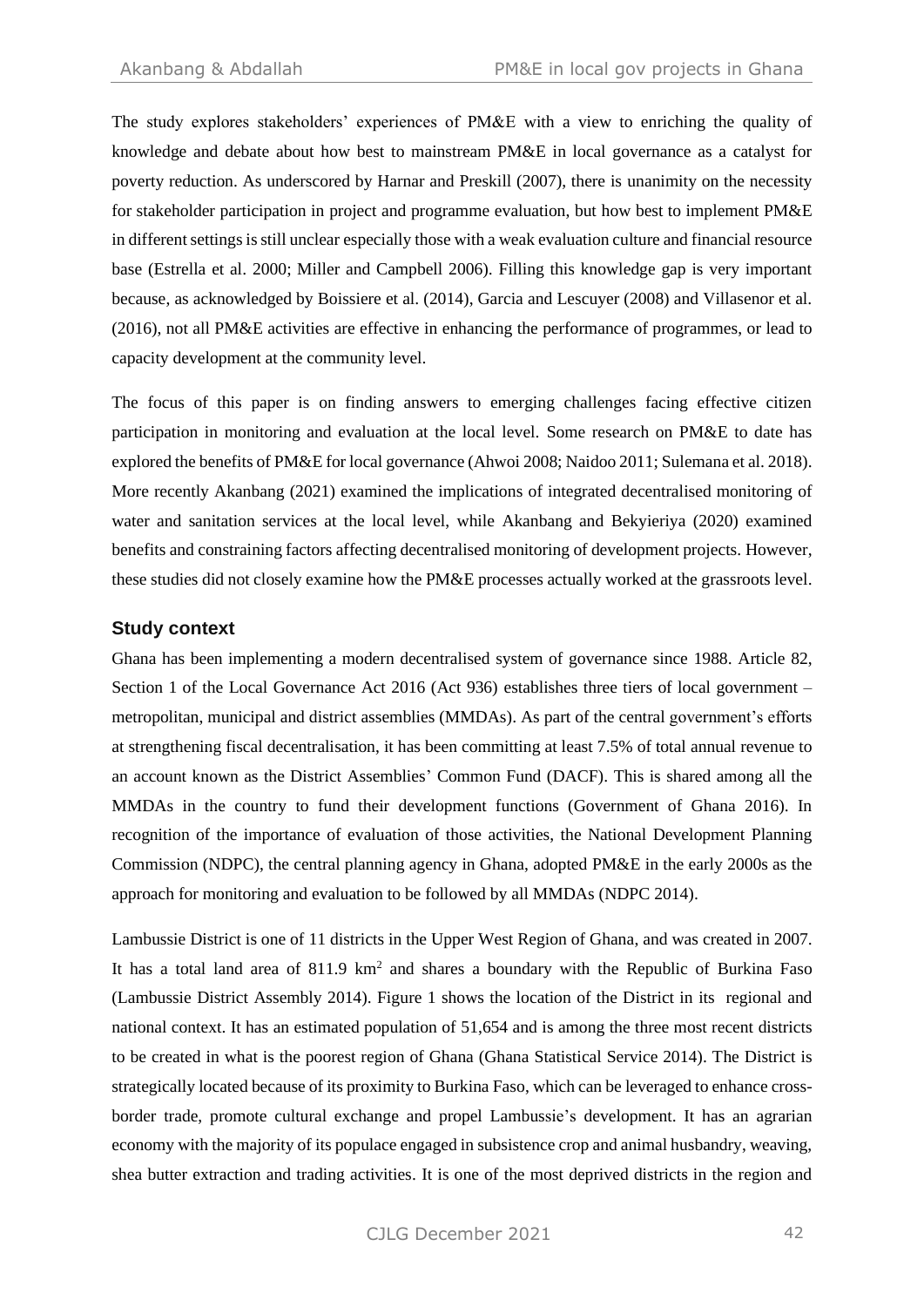The study explores stakeholders' experiences of PM&E with a view to enriching the quality of knowledge and debate about how best to mainstream PM&E in local governance as a catalyst for poverty reduction. As underscored by Harnar and Preskill (2007), there is unanimity on the necessity for stakeholder participation in project and programme evaluation, but how best to implement PM&E in different settings is still unclear especially those with a weak evaluation culture and financial resource base (Estrella et al. 2000; Miller and Campbell 2006). Filling this knowledge gap is very important because, as acknowledged by Boissiere et al. (2014), Garcia and Lescuyer (2008) and Villasenor et al. (2016), not all PM&E activities are effective in enhancing the performance of programmes, or lead to capacity development at the community level.

The focus of this paper is on finding answers to emerging challenges facing effective citizen participation in monitoring and evaluation at the local level. Some research on PM&E to date has explored the benefits of PM&E for local governance (Ahwoi 2008; Naidoo 2011; Sulemana et al. 2018). More recently Akanbang (2021) examined the implications of integrated decentralised monitoring of water and sanitation services at the local level, while Akanbang and Bekyieriya (2020) examined benefits and constraining factors affecting decentralised monitoring of development projects. However, these studies did not closely examine how the PM&E processes actually worked at the grassroots level.

## Study context

Ghana has been implementing a modern decentralised system of governance since 1988. Article 82, Section 1 of the Local Governance Act 2016 (Act 936) establishes three tiers of local government – metropolitan, municipal and district assemblies (MMDAs). As part of the central government's efforts at strengthening fiscal decentralisation, it has been committing at least 7.5% of total annual revenue to an account known as the District Assemblies' Common Fund (DACF). This is shared among all the MMDAs in the country to fund their development functions (Government of Ghana 2016). In recognition of the importance of evaluation of those activities, the National Development Planning Commission (NDPC), the central planning agency in Ghana, adopted PM&E in the early 2000s as the approach for monitoring and evaluation to be followed by all MMDAs (NDPC 2014).

Lambussie District is one of 11 districts in the Upper West Region of Ghana, and was created in 2007. It has a total land area of 811.9 km$^2$ and shares a boundary with the Republic of Burkina Faso (Lambussie District Assembly 2014). Figure 1 shows the location of the District in its regional and national context. It has an estimated population of 51,654 and is among the three most recent districts to be created in what is the poorest region of Ghana (Ghana Statistical Service 2014). The District is strategically located because of its proximity to Burkina Faso, which can be leveraged to enhance cross-border trade, promote cultural exchange and propel Lambussie's development. It has an agrarian economy with the majority of its populace engaged in subsistence crop and animal husbandry, weaving, shea butter extraction and trading activities. It is one of the most deprived districts in the region and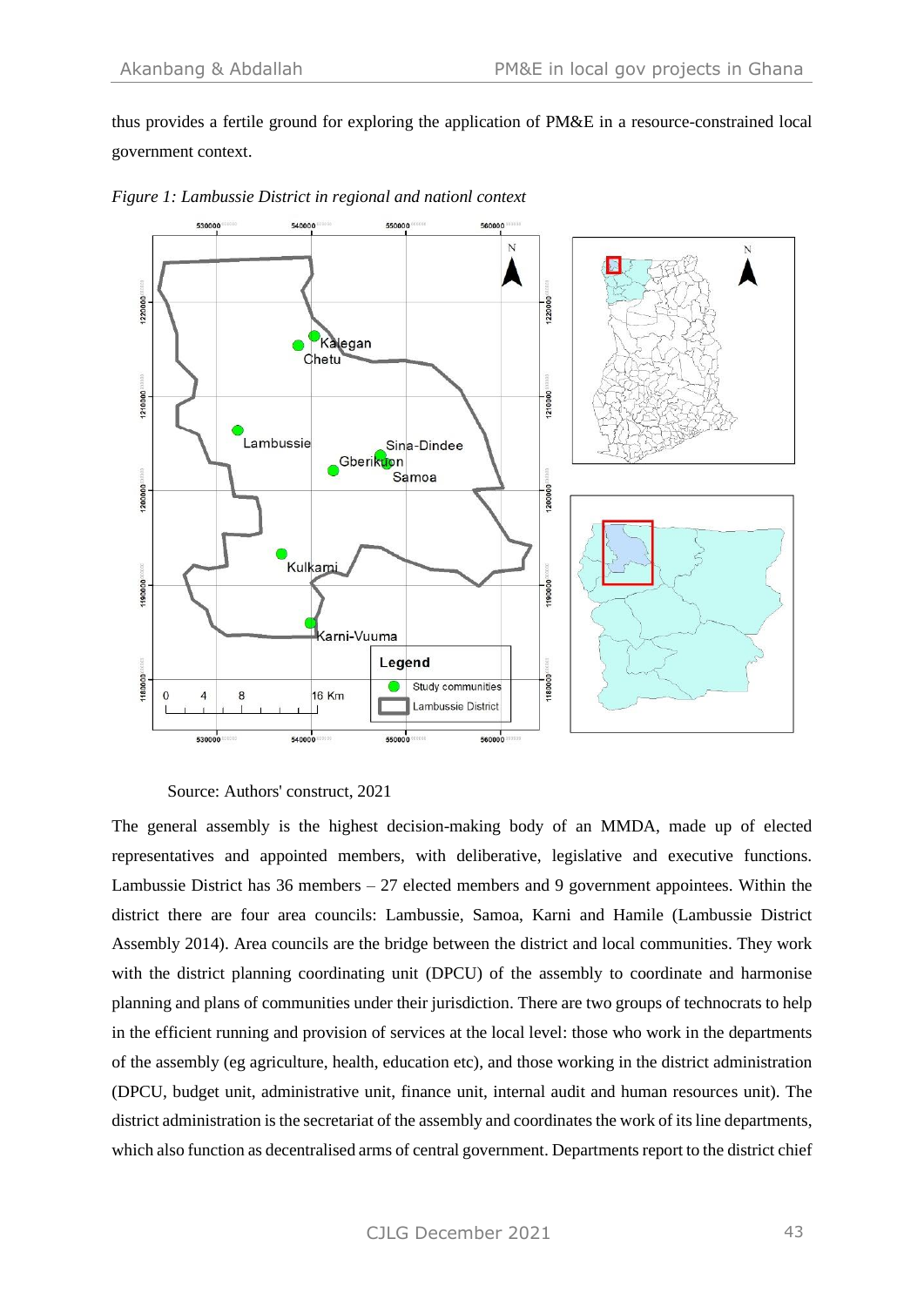thus provides a fertile ground for exploring the application of PM&E in a resource-constrained local government context.

*Figure 1: Lambussie District in regional and nationl context*

Source: Authors' construct, 2021

The general assembly is the highest decision-making body of an MMDA, made up of elected representatives and appointed members, with deliberative, legislative and executive functions. Lambussie District has 36 members – 27 elected members and 9 government appointees. Within the district there are four area councils: Lambussie, Samoa, Karni and Hamile (Lambussie District Assembly 2014). Area councils are the bridge between the district and local communities. They work with the district planning coordinating unit (DPCU) of the assembly to coordinate and harmonise planning and plans of communities under their jurisdiction. There are two groups of technocrats to help in the efficient running and provision of services at the local level: those who work in the departments of the assembly (eg agriculture, health, education etc), and those working in the district administration (DPCU, budget unit, administrative unit, finance unit, internal audit and human resources unit). The district administration is the secretariat of the assembly and coordinates the work of its line departments, which also function as decentralised arms of central government. Departments report to the district chief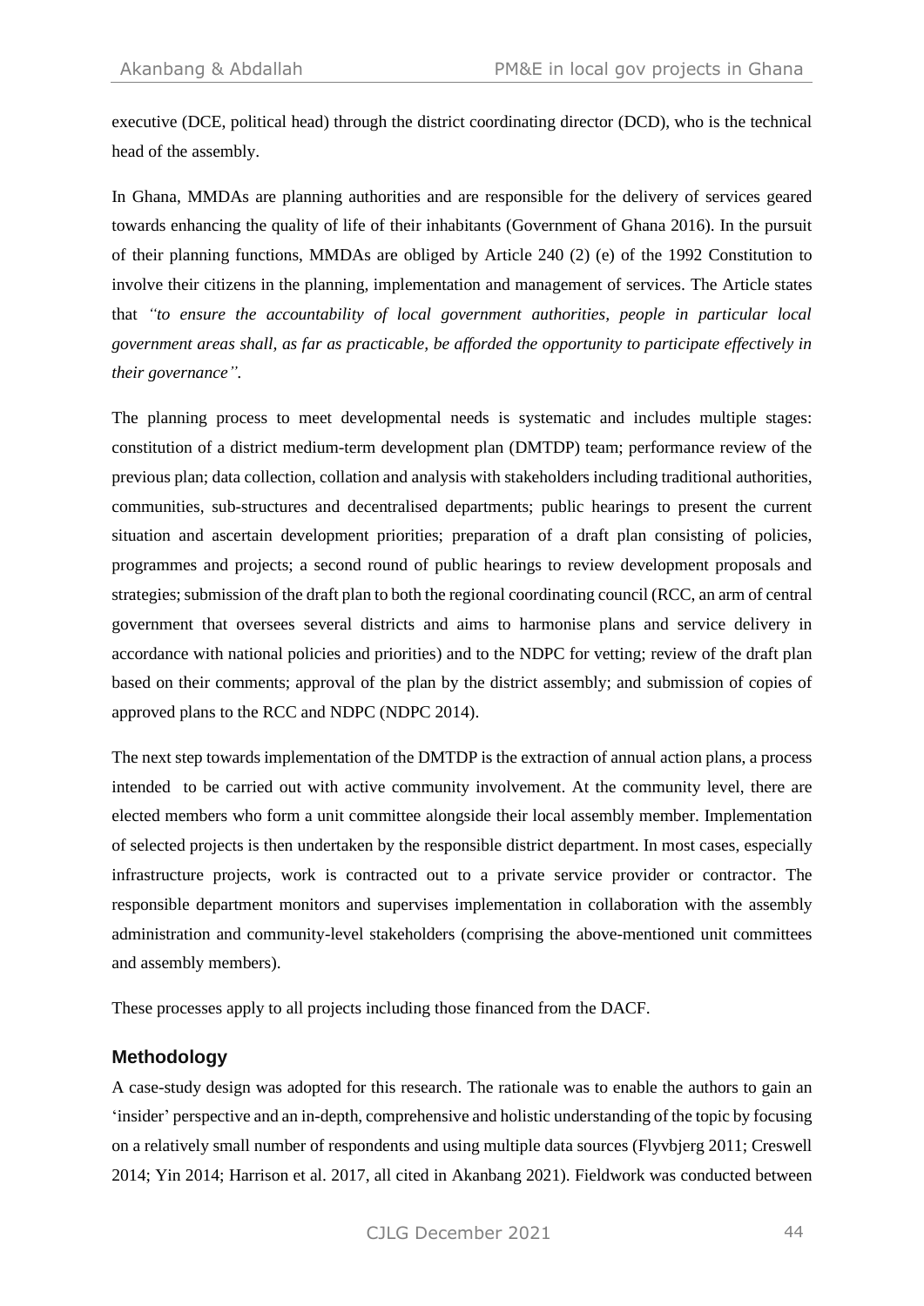executive (DCE, political head) through the district coordinating director (DCD), who is the technical head of the assembly.

In Ghana, MMDAs are planning authorities and are responsible for the delivery of services geared towards enhancing the quality of life of their inhabitants (Government of Ghana 2016). In the pursuit of their planning functions, MMDAs are obliged by Article 240 (2) (e) of the 1992 Constitution to involve their citizens in the planning, implementation and management of services. The Article states that *"to ensure the accountability of local government authorities, people in particular local government areas shall, as far as practicable, be afforded the opportunity to participate effectively in their governance"*.

The planning process to meet developmental needs is systematic and includes multiple stages: constitution of a district medium-term development plan (DMTDP) team; performance review of the previous plan; data collection, collation and analysis with stakeholders including traditional authorities, communities, sub-structures and decentralised departments; public hearings to present the current situation and ascertain development priorities; preparation of a draft plan consisting of policies, programmes and projects; a second round of public hearings to review development proposals and strategies; submission of the draft plan to both the regional coordinating council (RCC, an arm of central government that oversees several districts and aims to harmonise plans and service delivery in accordance with national policies and priorities) and to the NDPC for vetting; review of the draft plan based on their comments; approval of the plan by the district assembly; and submission of copies of approved plans to the RCC and NDPC (NDPC 2014).

The next step towards implementation of the DMTDP is the extraction of annual action plans, a process intended to be carried out with active community involvement. At the community level, there are elected members who form a unit committee alongside their local assembly member. Implementation of selected projects is then undertaken by the responsible district department. In most cases, especially infrastructure projects, work is contracted out to a private service provider or contractor. The responsible department monitors and supervises implementation in collaboration with the assembly administration and community-level stakeholders (comprising the above-mentioned unit committees and assembly members).

These processes apply to all projects including those financed from the DACF.

## Methodology

A case-study design was adopted for this research. The rationale was to enable the authors to gain an 'insider' perspective and an in-depth, comprehensive and holistic understanding of the topic by focusing on a relatively small number of respondents and using multiple data sources (Flyvbjerg 2011; Creswell 2014; Yin 2014; Harrison et al. 2017, all cited in Akanbang 2021). Fieldwork was conducted between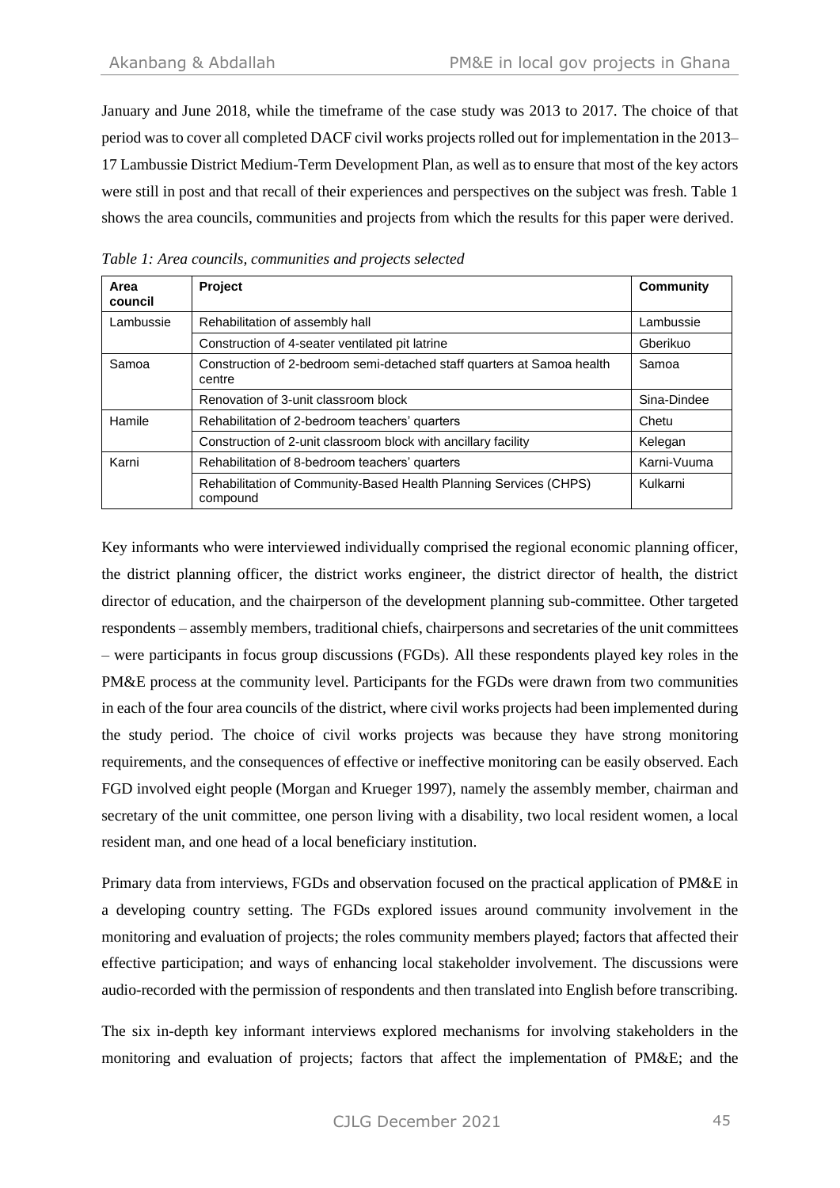January and June 2018, while the timeframe of the case study was 2013 to 2017. The choice of that period was to cover all completed DACF civil works projects rolled out for implementation in the 2013–17 Lambussie District Medium-Term Development Plan, as well as to ensure that most of the key actors were still in post and that recall of their experiences and perspectives on the subject was fresh. Table 1 shows the area councils, communities and projects from which the results for this paper were derived.

*Table 1: Area councils, communities and projects selected*

| Area council | Project | Community |
|---|---|---|
| Lambussie | Rehabilitation of assembly hall | Lambussie |
| | Construction of 4-seater ventilated pit latrine | Gberikuo |
| Samoa | Construction of 2-bedroom semi-detached staff quarters at Samoa health centre | Samoa |
| | Renovation of 3-unit classroom block | Sina-Dindee |
| Hamile | Rehabilitation of 2-bedroom teachers' quarters | Chetu |
| | Construction of 2-unit classroom block with ancillary facility | Kelegan |
| Karni | Rehabilitation of 8-bedroom teachers' quarters | Karni-Vuuma |
| | Rehabilitation of Community-Based Health Planning Services (CHPS) compound | Kulkarni |

Key informants who were interviewed individually comprised the regional economic planning officer, the district planning officer, the district works engineer, the district director of health, the district director of education, and the chairperson of the development planning sub-committee. Other targeted respondents – assembly members, traditional chiefs, chairpersons and secretaries of the unit committees – were participants in focus group discussions (FGDs). All these respondents played key roles in the PM&E process at the community level. Participants for the FGDs were drawn from two communities in each of the four area councils of the district, where civil works projects had been implemented during the study period. The choice of civil works projects was because they have strong monitoring requirements, and the consequences of effective or ineffective monitoring can be easily observed. Each FGD involved eight people (Morgan and Krueger 1997), namely the assembly member, chairman and secretary of the unit committee, one person living with a disability, two local resident women, a local resident man, and one head of a local beneficiary institution.

Primary data from interviews, FGDs and observation focused on the practical application of PM&E in a developing country setting. The FGDs explored issues around community involvement in the monitoring and evaluation of projects; the roles community members played; factors that affected their effective participation; and ways of enhancing local stakeholder involvement. The discussions were audio-recorded with the permission of respondents and then translated into English before transcribing.

The six in-depth key informant interviews explored mechanisms for involving stakeholders in the monitoring and evaluation of projects; factors that affect the implementation of PM&E; and the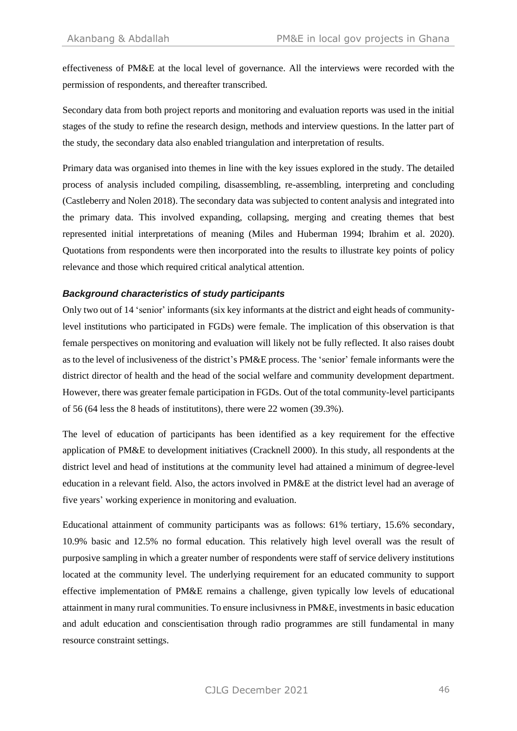effectiveness of PM&E at the local level of governance. All the interviews were recorded with the permission of respondents, and thereafter transcribed.

Secondary data from both project reports and monitoring and evaluation reports was used in the initial stages of the study to refine the research design, methods and interview questions. In the latter part of the study, the secondary data also enabled triangulation and interpretation of results.

Primary data was organised into themes in line with the key issues explored in the study. The detailed process of analysis included compiling, disassembling, re-assembling, interpreting and concluding (Castleberry and Nolen 2018). The secondary data was subjected to content analysis and integrated into the primary data. This involved expanding, collapsing, merging and creating themes that best represented initial interpretations of meaning (Miles and Huberman 1994; Ibrahim et al. 2020). Quotations from respondents were then incorporated into the results to illustrate key points of policy relevance and those which required critical analytical attention.

### *Background characteristics of study participants*

Only two out of 14 'senior' informants (six key informants at the district and eight heads of community-level institutions who participated in FGDs) were female. The implication of this observation is that female perspectives on monitoring and evaluation will likely not be fully reflected. It also raises doubt as to the level of inclusiveness of the district's PM&E process. The 'senior' female informants were the district director of health and the head of the social welfare and community development department. However, there was greater female participation in FGDs. Out of the total community-level participants of 56 (64 less the 8 heads of institutitons), there were 22 women (39.3%).

The level of education of participants has been identified as a key requirement for the effective application of PM&E to development initiatives (Cracknell 2000). In this study, all respondents at the district level and head of institutions at the community level had attained a minimum of degree-level education in a relevant field. Also, the actors involved in PM&E at the district level had an average of five years' working experience in monitoring and evaluation.

Educational attainment of community participants was as follows: 61% tertiary, 15.6% secondary, 10.9% basic and 12.5% no formal education. This relatively high level overall was the result of purposive sampling in which a greater number of respondents were staff of service delivery institutions located at the community level. The underlying requirement for an educated community to support effective implementation of PM&E remains a challenge, given typically low levels of educational attainment in many rural communities. To ensure inclusivness in PM&E, investments in basic education and adult education and conscientisation through radio programmes are still fundamental in many resource constraint settings.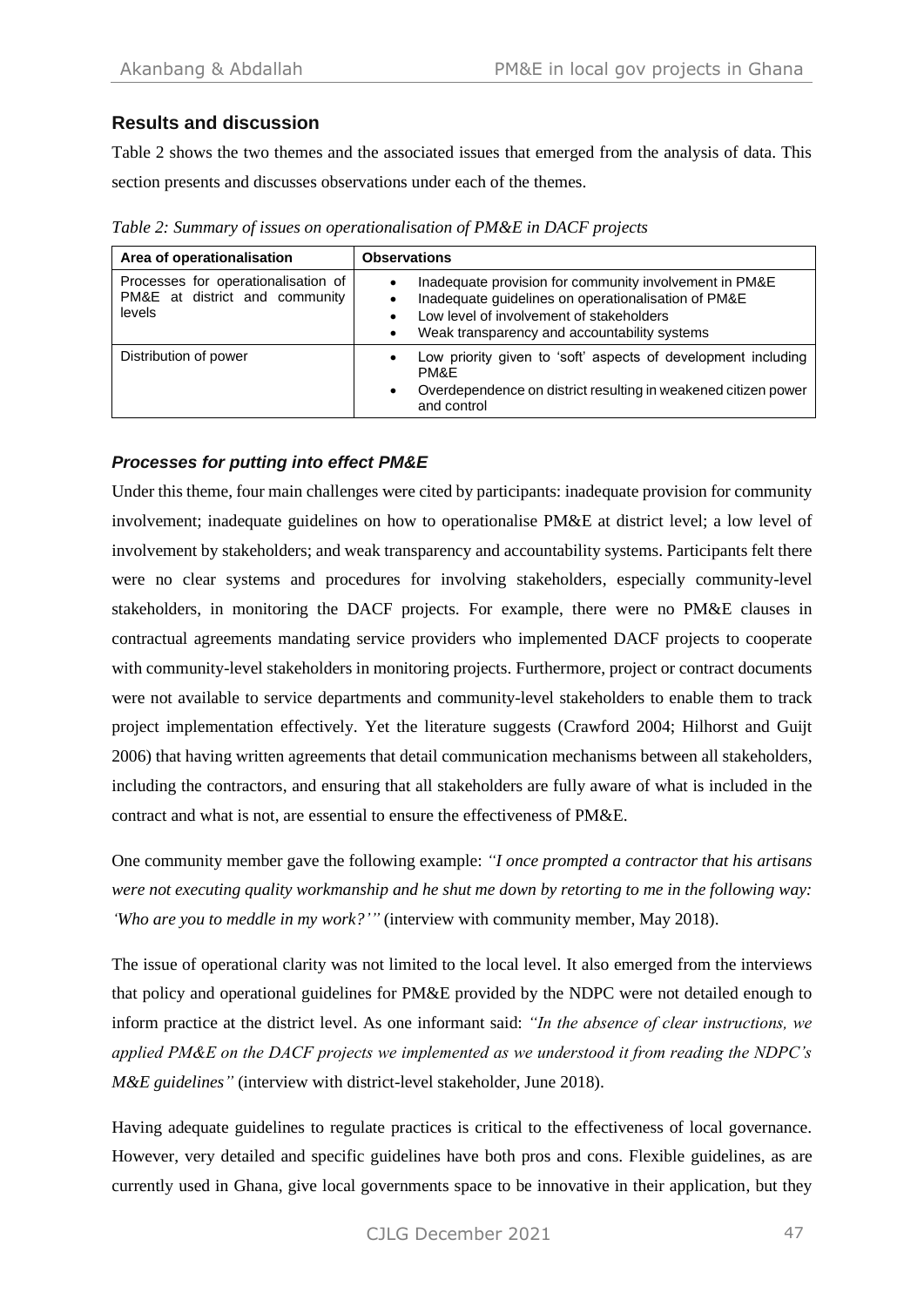## Results and discussion

Table 2 shows the two themes and the associated issues that emerged from the analysis of data. This section presents and discusses observations under each of the themes.

*Table 2: Summary of issues on operationalisation of PM&E in DACF projects*

| Area of operationalisation | Observations |
|---|---|
| Processes for operationalisation of PM&E at district and community levels | • Inadequate provision for community involvement in PM&E<br>• Inadequate guidelines on operationalisation of PM&E<br>• Low level of involvement of stakeholders<br>• Weak transparency and accountability systems |
| Distribution of power | • Low priority given to 'soft' aspects of development including PM&E<br>• Overdependence on district resulting in weakened citizen power and control |

### *Processes for putting into effect PM&E*

Under this theme, four main challenges were cited by participants: inadequate provision for community involvement; inadequate guidelines on how to operationalise PM&E at district level; a low level of involvement by stakeholders; and weak transparency and accountability systems. Participants felt there were no clear systems and procedures for involving stakeholders, especially community-level stakeholders, in monitoring the DACF projects. For example, there were no PM&E clauses in contractual agreements mandating service providers who implemented DACF projects to cooperate with community-level stakeholders in monitoring projects. Furthermore, project or contract documents were not available to service departments and community-level stakeholders to enable them to track project implementation effectively. Yet the literature suggests (Crawford 2004; Hilhorst and Guijt 2006) that having written agreements that detail communication mechanisms between all stakeholders, including the contractors, and ensuring that all stakeholders are fully aware of what is included in the contract and what is not, are essential to ensure the effectiveness of PM&E.

One community member gave the following example: *"I once prompted a contractor that his artisans were not executing quality workmanship and he shut me down by retorting to me in the following way: 'Who are you to meddle in my work?'"* (interview with community member, May 2018).

The issue of operational clarity was not limited to the local level. It also emerged from the interviews that policy and operational guidelines for PM&E provided by the NDPC were not detailed enough to inform practice at the district level. As one informant said: *"In the absence of clear instructions, we applied PM&E on the DACF projects we implemented as we understood it from reading the NDPC's M&E guidelines"* (interview with district-level stakeholder, June 2018).

Having adequate guidelines to regulate practices is critical to the effectiveness of local governance. However, very detailed and specific guidelines have both pros and cons. Flexible guidelines, as are currently used in Ghana, give local governments space to be innovative in their application, but they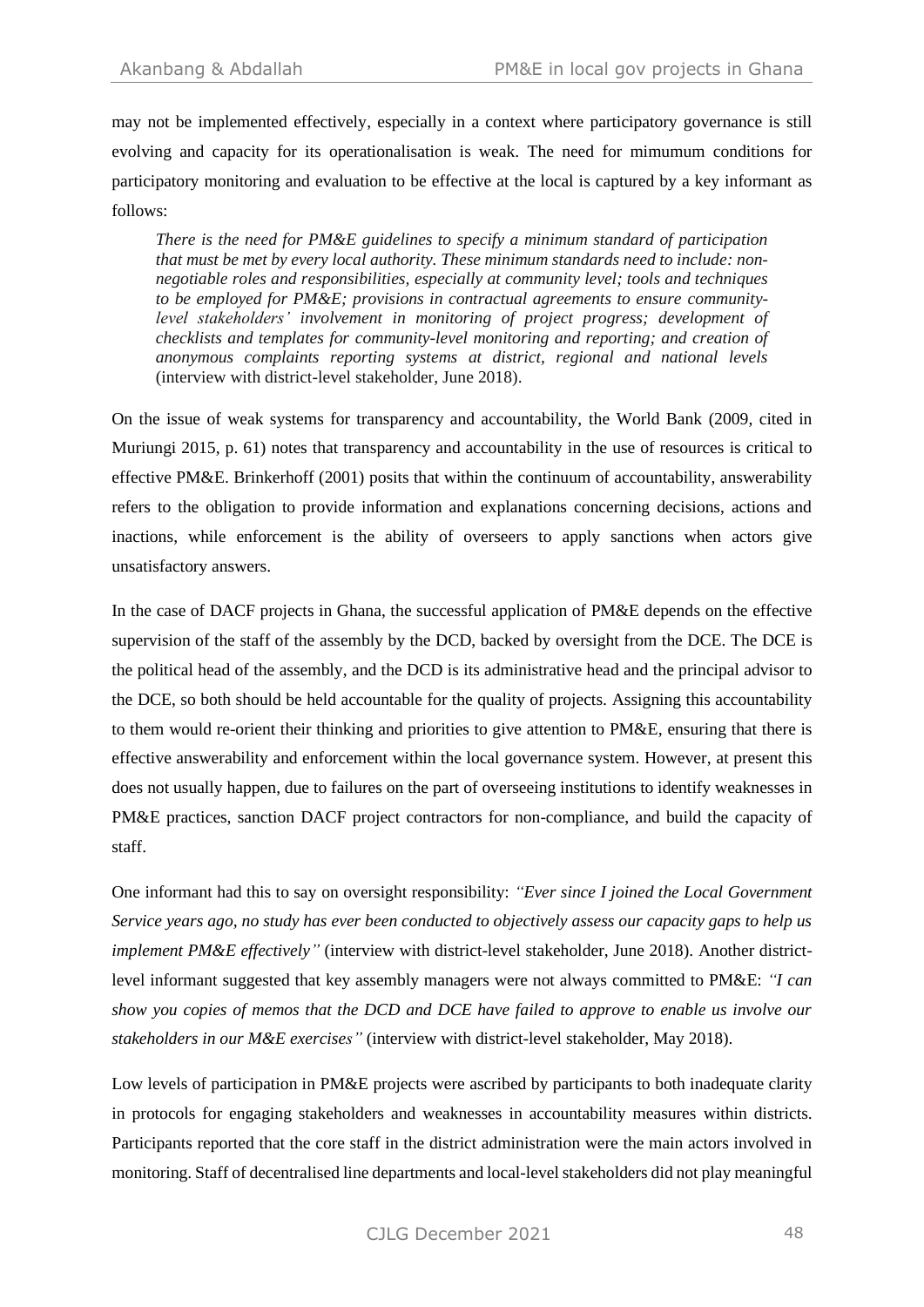may not be implemented effectively, especially in a context where participatory governance is still evolving and capacity for its operationalisation is weak. The need for mimumum conditions for participatory monitoring and evaluation to be effective at the local is captured by a key informant as follows:

> *There is the need for PM&E guidelines to specify a minimum standard of participation that must be met by every local authority. These minimum standards need to include: non-negotiable roles and responsibilities, especially at community level; tools and techniques to be employed for PM&E; provisions in contractual agreements to ensure community-level stakeholders' involvement in monitoring of project progress; development of checklists and templates for community-level monitoring and reporting; and creation of anonymous complaints reporting systems at district, regional and national levels* (interview with district-level stakeholder, June 2018).

On the issue of weak systems for transparency and accountability, the World Bank (2009, cited in Muriungi 2015, p. 61) notes that transparency and accountability in the use of resources is critical to effective PM&E. Brinkerhoff (2001) posits that within the continuum of accountability, answerability refers to the obligation to provide information and explanations concerning decisions, actions and inactions, while enforcement is the ability of overseers to apply sanctions when actors give unsatisfactory answers.

In the case of DACF projects in Ghana, the successful application of PM&E depends on the effective supervision of the staff of the assembly by the DCD, backed by oversight from the DCE. The DCE is the political head of the assembly, and the DCD is its administrative head and the principal advisor to the DCE, so both should be held accountable for the quality of projects. Assigning this accountability to them would re-orient their thinking and priorities to give attention to PM&E, ensuring that there is effective answerability and enforcement within the local governance system. However, at present this does not usually happen, due to failures on the part of overseeing institutions to identify weaknesses in PM&E practices, sanction DACF project contractors for non-compliance, and build the capacity of staff.

One informant had this to say on oversight responsibility: *"Ever since I joined the Local Government Service years ago, no study has ever been conducted to objectively assess our capacity gaps to help us implement PM&E effectively"* (interview with district-level stakeholder, June 2018). Another district-level informant suggested that key assembly managers were not always committed to PM&E: *"I can show you copies of memos that the DCD and DCE have failed to approve to enable us involve our stakeholders in our M&E exercises"* (interview with district-level stakeholder, May 2018).

Low levels of participation in PM&E projects were ascribed by participants to both inadequate clarity in protocols for engaging stakeholders and weaknesses in accountability measures within districts. Participants reported that the core staff in the district administration were the main actors involved in monitoring. Staff of decentralised line departments and local-level stakeholders did not play meaningful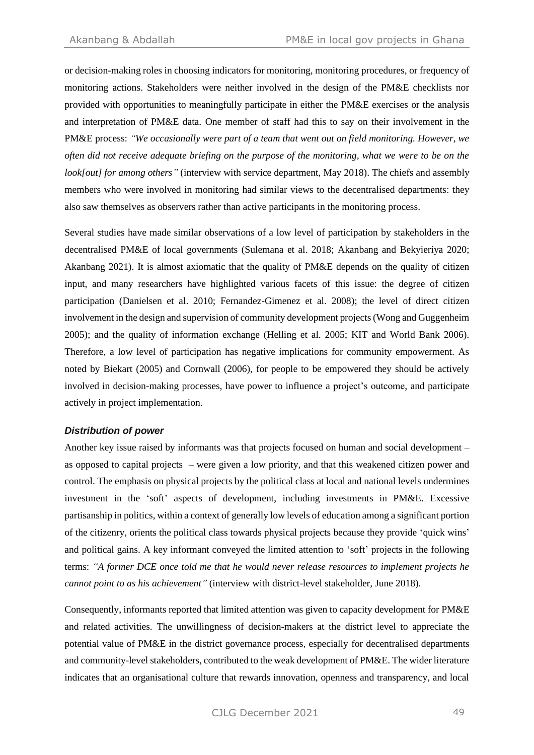or decision-making roles in choosing indicators for monitoring, monitoring procedures, or frequency of monitoring actions. Stakeholders were neither involved in the design of the PM&E checklists nor provided with opportunities to meaningfully participate in either the PM&E exercises or the analysis and interpretation of PM&E data. One member of staff had this to say on their involvement in the PM&E process: *"We occasionally were part of a team that went out on field monitoring. However, we often did not receive adequate briefing on the purpose of the monitoring, what we were to be on the look[out] for among others"* (interview with service department, May 2018). The chiefs and assembly members who were involved in monitoring had similar views to the decentralised departments: they also saw themselves as observers rather than active participants in the monitoring process.

Several studies have made similar observations of a low level of participation by stakeholders in the decentralised PM&E of local governments (Sulemana et al. 2018; Akanbang and Bekyieriya 2020; Akanbang 2021). It is almost axiomatic that the quality of PM&E depends on the quality of citizen input, and many researchers have highlighted various facets of this issue: the degree of citizen participation (Danielsen et al. 2010; Fernandez-Gimenez et al. 2008); the level of direct citizen involvement in the design and supervision of community development projects (Wong and Guggenheim 2005); and the quality of information exchange (Helling et al. 2005; KIT and World Bank 2006). Therefore, a low level of participation has negative implications for community empowerment. As noted by Biekart (2005) and Cornwall (2006), for people to be empowered they should be actively involved in decision-making processes, have power to influence a project's outcome, and participate actively in project implementation.

### *Distribution of power*

Another key issue raised by informants was that projects focused on human and social development – as opposed to capital projects – were given a low priority, and that this weakened citizen power and control. The emphasis on physical projects by the political class at local and national levels undermines investment in the 'soft' aspects of development, including investments in PM&E. Excessive partisanship in politics, within a context of generally low levels of education among a significant portion of the citizenry, orients the political class towards physical projects because they provide 'quick wins' and political gains. A key informant conveyed the limited attention to 'soft' projects in the following terms: *"A former DCE once told me that he would never release resources to implement projects he cannot point to as his achievement"* (interview with district-level stakeholder, June 2018).

Consequently, informants reported that limited attention was given to capacity development for PM&E and related activities. The unwillingness of decision-makers at the district level to appreciate the potential value of PM&E in the district governance process, especially for decentralised departments and community-level stakeholders, contributed to the weak development of PM&E. The wider literature indicates that an organisational culture that rewards innovation, openness and transparency, and local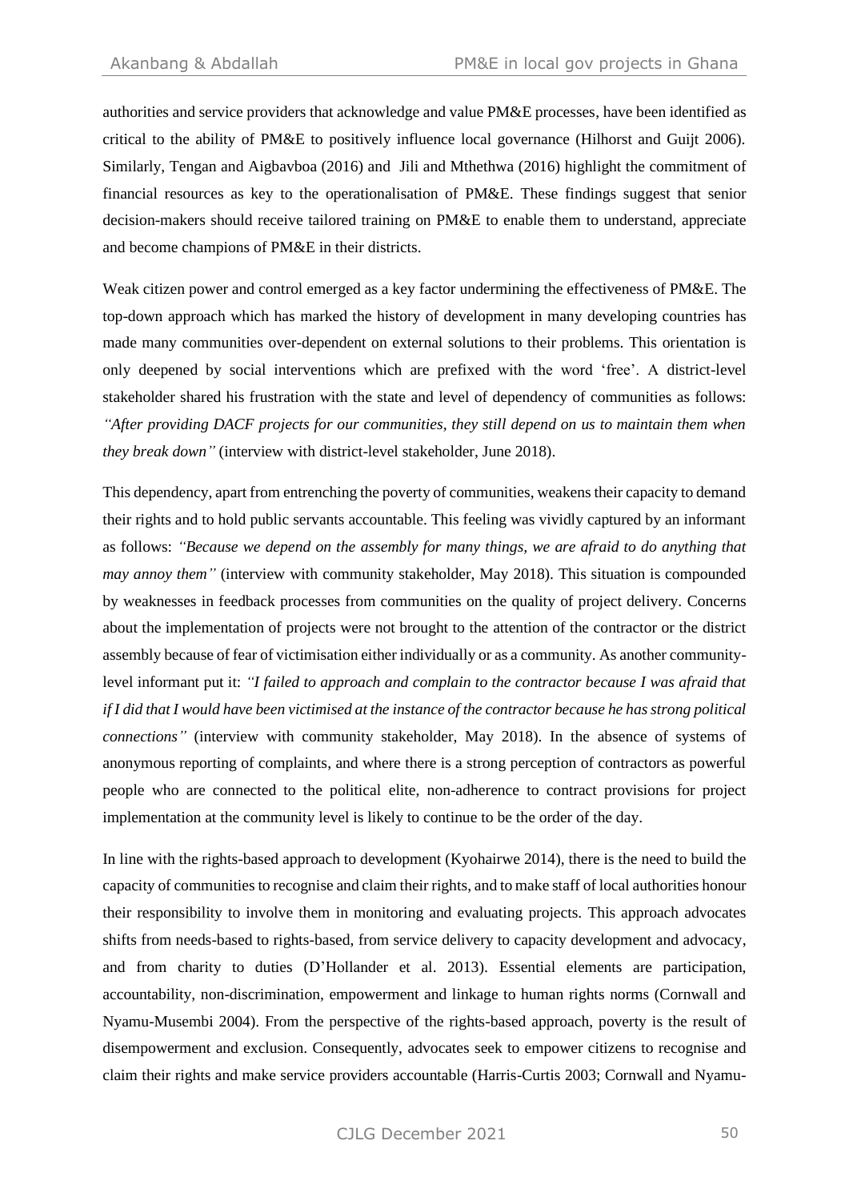authorities and service providers that acknowledge and value PM&E processes, have been identified as critical to the ability of PM&E to positively influence local governance (Hilhorst and Guijt 2006). Similarly, Tengan and Aigbavboa (2016) and Jili and Mthethwa (2016) highlight the commitment of financial resources as key to the operationalisation of PM&E. These findings suggest that senior decision-makers should receive tailored training on PM&E to enable them to understand, appreciate and become champions of PM&E in their districts.

Weak citizen power and control emerged as a key factor undermining the effectiveness of PM&E. The top-down approach which has marked the history of development in many developing countries has made many communities over-dependent on external solutions to their problems. This orientation is only deepened by social interventions which are prefixed with the word 'free'. A district-level stakeholder shared his frustration with the state and level of dependency of communities as follows: *"After providing DACF projects for our communities, they still depend on us to maintain them when they break down"* (interview with district-level stakeholder, June 2018).

This dependency, apart from entrenching the poverty of communities, weakens their capacity to demand their rights and to hold public servants accountable. This feeling was vividly captured by an informant as follows: *"Because we depend on the assembly for many things, we are afraid to do anything that may annoy them"* (interview with community stakeholder, May 2018). This situation is compounded by weaknesses in feedback processes from communities on the quality of project delivery. Concerns about the implementation of projects were not brought to the attention of the contractor or the district assembly because of fear of victimisation either individually or as a community. As another community-level informant put it: *"I failed to approach and complain to the contractor because I was afraid that if I did that I would have been victimised at the instance of the contractor because he has strong political connections"* (interview with community stakeholder, May 2018). In the absence of systems of anonymous reporting of complaints, and where there is a strong perception of contractors as powerful people who are connected to the political elite, non-adherence to contract provisions for project implementation at the community level is likely to continue to be the order of the day.

In line with the rights-based approach to development (Kyohairwe 2014), there is the need to build the capacity of communities to recognise and claim their rights, and to make staff of local authorities honour their responsibility to involve them in monitoring and evaluating projects. This approach advocates shifts from needs-based to rights-based, from service delivery to capacity development and advocacy, and from charity to duties (D'Hollander et al. 2013). Essential elements are participation, accountability, non-discrimination, empowerment and linkage to human rights norms (Cornwall and Nyamu-Musembi 2004). From the perspective of the rights-based approach, poverty is the result of disempowerment and exclusion. Consequently, advocates seek to empower citizens to recognise and claim their rights and make service providers accountable (Harris-Curtis 2003; Cornwall and Nyamu-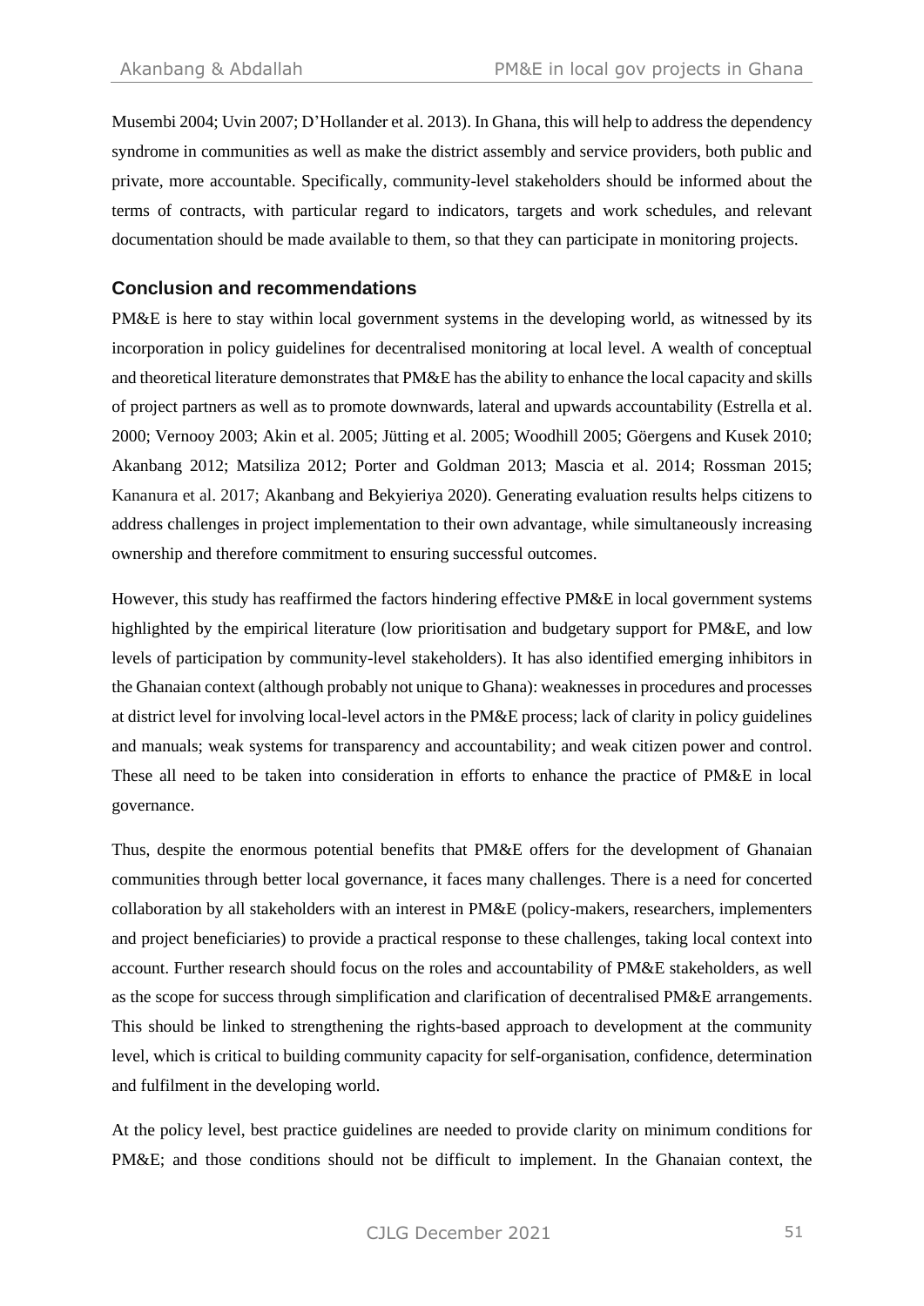Musembi 2004; Uvin 2007; D'Hollander et al. 2013). In Ghana, this will help to address the dependency syndrome in communities as well as make the district assembly and service providers, both public and private, more accountable. Specifically, community-level stakeholders should be informed about the terms of contracts, with particular regard to indicators, targets and work schedules, and relevant documentation should be made available to them, so that they can participate in monitoring projects.

## Conclusion and recommendations

PM&E is here to stay within local government systems in the developing world, as witnessed by its incorporation in policy guidelines for decentralised monitoring at local level. A wealth of conceptual and theoretical literature demonstrates that PM&E has the ability to enhance the local capacity and skills of project partners as well as to promote downwards, lateral and upwards accountability (Estrella et al. 2000; Vernooy 2003; Akin et al. 2005; Jütting et al. 2005; Woodhill 2005; Göergens and Kusek 2010; Akanbang 2012; Matsiliza 2012; Porter and Goldman 2013; Mascia et al. 2014; Rossman 2015; Kananura et al. 2017; Akanbang and Bekyieriya 2020). Generating evaluation results helps citizens to address challenges in project implementation to their own advantage, while simultaneously increasing ownership and therefore commitment to ensuring successful outcomes.

However, this study has reaffirmed the factors hindering effective PM&E in local government systems highlighted by the empirical literature (low prioritisation and budgetary support for PM&E, and low levels of participation by community-level stakeholders). It has also identified emerging inhibitors in the Ghanaian context (although probably not unique to Ghana): weaknesses in procedures and processes at district level for involving local-level actors in the PM&E process; lack of clarity in policy guidelines and manuals; weak systems for transparency and accountability; and weak citizen power and control. These all need to be taken into consideration in efforts to enhance the practice of PM&E in local governance.

Thus, despite the enormous potential benefits that PM&E offers for the development of Ghanaian communities through better local governance, it faces many challenges. There is a need for concerted collaboration by all stakeholders with an interest in PM&E (policy-makers, researchers, implementers and project beneficiaries) to provide a practical response to these challenges, taking local context into account. Further research should focus on the roles and accountability of PM&E stakeholders, as well as the scope for success through simplification and clarification of decentralised PM&E arrangements. This should be linked to strengthening the rights-based approach to development at the community level, which is critical to building community capacity for self-organisation, confidence, determination and fulfilment in the developing world.

At the policy level, best practice guidelines are needed to provide clarity on minimum conditions for PM&E; and those conditions should not be difficult to implement. In the Ghanaian context, the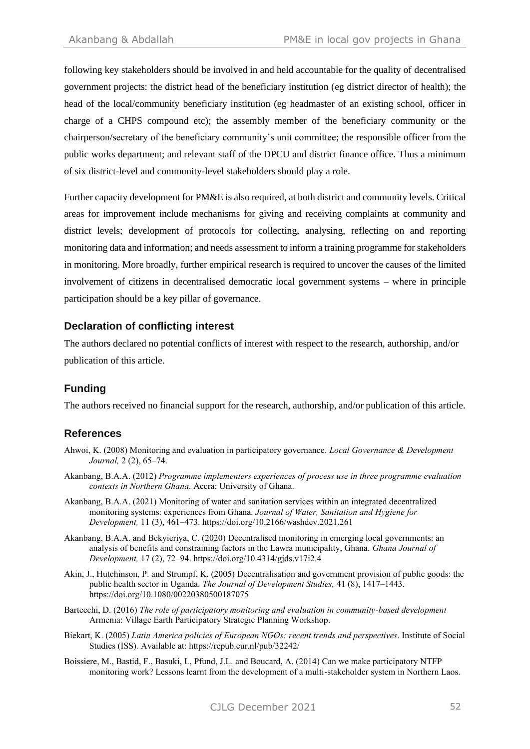following key stakeholders should be involved in and held accountable for the quality of decentralised government projects: the district head of the beneficiary institution (eg district director of health); the head of the local/community beneficiary institution (eg headmaster of an existing school, officer in charge of a CHPS compound etc); the assembly member of the beneficiary community or the chairperson/secretary of the beneficiary community's unit committee; the responsible officer from the public works department; and relevant staff of the DPCU and district finance office. Thus a minimum of six district-level and community-level stakeholders should play a role.

Further capacity development for PM&E is also required, at both district and community levels. Critical areas for improvement include mechanisms for giving and receiving complaints at community and district levels; development of protocols for collecting, analysing, reflecting on and reporting monitoring data and information; and needs assessment to inform a training programme for stakeholders in monitoring. More broadly, further empirical research is required to uncover the causes of the limited involvement of citizens in decentralised democratic local government systems – where in principle participation should be a key pillar of governance.

## Declaration of conflicting interest

The authors declared no potential conflicts of interest with respect to the research, authorship, and/or publication of this article.

## Funding

The authors received no financial support for the research, authorship, and/or publication of this article.

## References

Ahwoi, K. (2008) Monitoring and evaluation in participatory governance. *Local Governance & Development Journal,* 2 (2), 65–74.

Akanbang, B.A.A. (2012) *Programme implementers experiences of process use in three programme evaluation contexts in Northern Ghana.* Accra: University of Ghana.

Akanbang, B.A.A. (2021) Monitoring of water and sanitation services within an integrated decentralized monitoring systems: experiences from Ghana. *Journal of Water, Sanitation and Hygiene for Development,* 11 (3), 461–473. https://doi.org/10.2166/washdev.2021.261

Akanbang, B.A.A. and Bekyieriya, C. (2020) Decentralised monitoring in emerging local governments: an analysis of benefits and constraining factors in the Lawra municipality, Ghana. *Ghana Journal of Development,* 17 (2), 72–94. https://doi.org/10.4314/gjds.v17i2.4

Akin, J., Hutchinson, P. and Strumpf, K. (2005) Decentralisation and government provision of public goods: the public health sector in Uganda. *The Journal of Development Studies,* 41 (8), 1417–1443. https://doi.org/10.1080/00220380500187075

Bartecchi, D. (2016) *The role of participatory monitoring and evaluation in community-based development* Armenia: Village Earth Participatory Strategic Planning Workshop.

Biekart, K. (2005) *Latin America policies of European NGOs: recent trends and perspectives*. Institute of Social Studies (ISS). Available at: https://repub.eur.nl/pub/32242/

Boissiere, M., Bastid, F., Basuki, I., Pfund, J.L. and Boucard, A. (2014) Can we make participatory NTFP monitoring work? Lessons learnt from the development of a multi-stakeholder system in Northern Laos.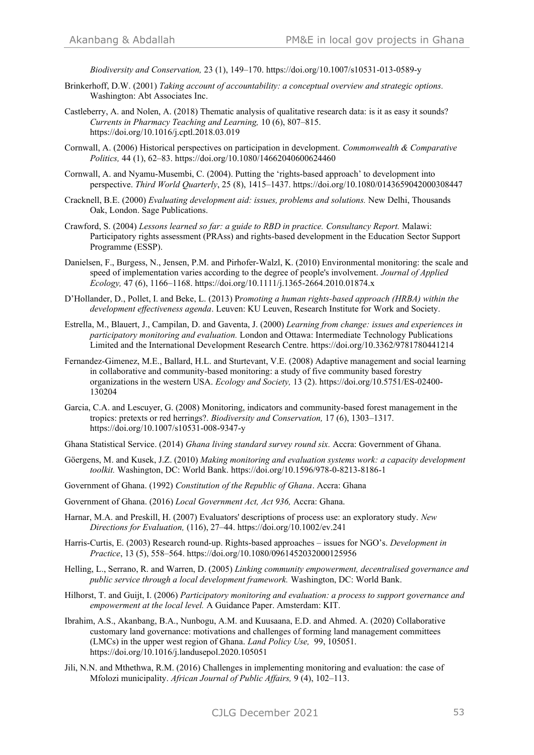*Biodiversity and Conservation,* 23 (1), 149–170. https://doi.org/10.1007/s10531-013-0589-y

Brinkerhoff, D.W. (2001) *Taking account of accountability: a conceptual overview and strategic options.* Washington: Abt Associates Inc.

Castleberry, A. and Nolen, A. (2018) Thematic analysis of qualitative research data: is it as easy it sounds? *Currents in Pharmacy Teaching and Learning,* 10 (6), 807–815. https://doi.org/10.1016/j.cptl.2018.03.019

Cornwall, A. (2006) Historical perspectives on participation in development. *Commonwealth & Comparative Politics,* 44 (1), 62–83. https://doi.org/10.1080/14662040600624460

Cornwall, A. and Nyamu-Musembi, C. (2004). Putting the 'rights-based approach' to development into perspective. *Third World Quarterly*, 25 (8), 1415–1437. https://doi.org/10.1080/0143659042000308447

Cracknell, B.E. (2000) *Evaluating development aid: issues, problems and solutions.* New Delhi, Thousands Oak, London. Sage Publications.

Crawford, S. (2004) *Lessons learned so far: a guide to RBD in practice. Consultancy Report.* Malawi: Participatory rights assessment (PRAss) and rights-based development in the Education Sector Support Programme (ESSP).

Danielsen, F., Burgess, N., Jensen, P.M. and Pirhofer-Walzl, K. (2010) Environmental monitoring: the scale and speed of implementation varies according to the degree of people's involvement. *Journal of Applied Ecology,* 47 (6), 1166–1168. https://doi.org/10.1111/j.1365-2664.2010.01874.x

D'Hollander, D., Pollet, I. and Beke, L. (2013) P*romoting a human rights-based approach (HRBA) within the development effectiveness agenda*. Leuven: KU Leuven, Research Institute for Work and Society.

Estrella, M., Blauert, J., Campilan, D. and Gaventa, J. (2000) *Learning from change: issues and experiences in participatory monitoring and evaluation.* London and Ottawa: Intermediate Technology Publications Limited and the International Development Research Centre. https://doi.org/10.3362/9781780441214

Fernandez-Gimenez, M.E., Ballard, H.L. and Sturtevant, V.E. (2008) Adaptive management and social learning in collaborative and community-based monitoring: a study of five community based forestry organizations in the western USA. *Ecology and Society,* 13 (2). https://doi.org/10.5751/ES-02400-130204

Garcia, C.A. and Lescuyer, G. (2008) Monitoring, indicators and community-based forest management in the tropics: pretexts or red herrings?. *Biodiversity and Conservation,* 17 (6), 1303–1317. https://doi.org/10.1007/s10531-008-9347-y

Ghana Statistical Service. (2014) *Ghana living standard survey round six.* Accra: Government of Ghana.

Göergens, M. and Kusek, J.Z. (2010) *Making monitoring and evaluation systems work: a capacity development toolkit.* Washington, DC: World Bank. https://doi.org/10.1596/978-0-8213-8186-1

Government of Ghana. (1992) *Constitution of the Republic of Ghana*. Accra: Ghana

Government of Ghana. (2016) *Local Government Act, Act 936,* Accra: Ghana.

Harnar, M.A. and Preskill, H. (2007) Evaluators' descriptions of process use: an exploratory study. *New Directions for Evaluation,* (116), 27–44. https://doi.org/10.1002/ev.241

Harris-Curtis, E. (2003) Research round-up. Rights-based approaches – issues for NGO's. *Development in Practice*, 13 (5), 558–564. https://doi.org/10.1080/0961452032000125956

Helling, L., Serrano, R. and Warren, D. (2005) *Linking community empowerment, decentralised governance and public service through a local development framework.* Washington, DC: World Bank.

Hilhorst, T. and Guijt, I. (2006) *Participatory monitoring and evaluation: a process to support governance and empowerment at the local level.* A Guidance Paper. Amsterdam: KIT.

Ibrahim, A.S., Akanbang, B.A., Nunbogu, A.M. and Kuusaana, E.D. and Ahmed. A. (2020) Collaborative customary land governance: motivations and challenges of forming land management committees (LMCs) in the upper west region of Ghana. *Land Policy Use,* 99, 105051. https://doi.org/10.1016/j.landusepol.2020.105051

Jili, N.N. and Mthethwa, R.M. (2016) Challenges in implementing monitoring and evaluation: the case of Mfolozi municipality. *African Journal of Public Affairs,* 9 (4), 102–113.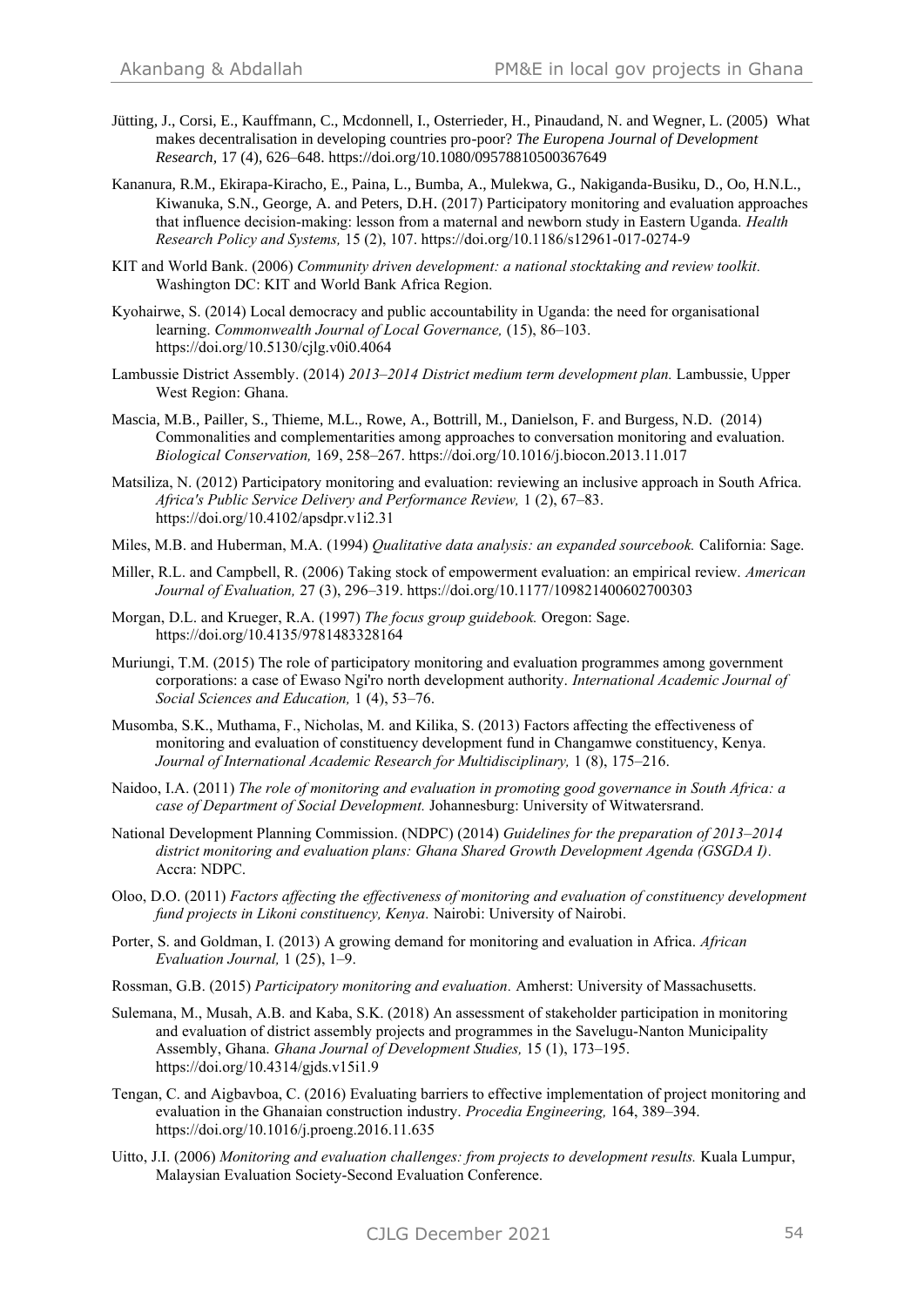Jütting, J., Corsi, E., Kauffmann, C., Mcdonnell, I., Osterrieder, H., Pinaudand, N. and Wegner, L. (2005) What makes decentralisation in developing countries pro-poor? *The Europena Journal of Development Research,* 17 (4), 626–648. https://doi.org/10.1080/09578810500367649

Kananura, R.M., Ekirapa-Kiracho, E., Paina, L., Bumba, A., Mulekwa, G., Nakiganda-Busiku, D., Oo, H.N.L., Kiwanuka, S.N., George, A. and Peters, D.H. (2017) Participatory monitoring and evaluation approaches that influence decision-making: lesson from a maternal and newborn study in Eastern Uganda. *Health Research Policy and Systems,* 15 (2), 107. https://doi.org/10.1186/s12961-017-0274-9

KIT and World Bank. (2006) *Community driven development: a national stocktaking and review toolkit.* Washington DC: KIT and World Bank Africa Region.

Kyohairwe, S. (2014) Local democracy and public accountability in Uganda: the need for organisational learning. *Commonwealth Journal of Local Governance,* (15), 86–103. https://doi.org/10.5130/cjlg.v0i0.4064

Lambussie District Assembly. (2014) *2013–2014 District medium term development plan.* Lambussie, Upper West Region: Ghana.

Mascia, M.B., Pailler, S., Thieme, M.L., Rowe, A., Bottrill, M., Danielson, F. and Burgess, N.D. (2014) Commonalities and complementarities among approaches to conversation monitoring and evaluation. *Biological Conservation,* 169, 258–267. https://doi.org/10.1016/j.biocon.2013.11.017

Matsiliza, N. (2012) Participatory monitoring and evaluation: reviewing an inclusive approach in South Africa. *Africa's Public Service Delivery and Performance Review,* 1 (2), 67–83. https://doi.org/10.4102/apsdpr.v1i2.31

Miles, M.B. and Huberman, M.A. (1994) *Qualitative data analysis: an expanded sourcebook.* California: Sage.

Miller, R.L. and Campbell, R. (2006) Taking stock of empowerment evaluation: an empirical review. *American Journal of Evaluation,* 27 (3), 296–319. https://doi.org/10.1177/109821400602700303

Morgan, D.L. and Krueger, R.A. (1997) *The focus group guidebook.* Oregon: Sage. https://doi.org/10.4135/9781483328164

Muriungi, T.M. (2015) The role of participatory monitoring and evaluation programmes among government corporations: a case of Ewaso Ngi'ro north development authority. *International Academic Journal of Social Sciences and Education,* 1 (4), 53–76.

Musomba, S.K., Muthama, F., Nicholas, M. and Kilika, S. (2013) Factors affecting the effectiveness of monitoring and evaluation of constituency development fund in Changamwe constituency, Kenya. *Journal of International Academic Research for Multidisciplinary,* 1 (8), 175–216.

Naidoo, I.A. (2011) *The role of monitoring and evaluation in promoting good governance in South Africa: a case of Department of Social Development.* Johannesburg: University of Witwatersrand.

National Development Planning Commission. (NDPC) (2014) *Guidelines for the preparation of 2013–2014 district monitoring and evaluation plans: Ghana Shared Growth Development Agenda (GSGDA I).* Accra: NDPC.

Oloo, D.O. (2011) *Factors affecting the effectiveness of monitoring and evaluation of constituency development fund projects in Likoni constituency, Kenya.* Nairobi: University of Nairobi.

Porter, S. and Goldman, I. (2013) A growing demand for monitoring and evaluation in Africa. *African Evaluation Journal,* 1 (25), 1–9.

Rossman, G.B. (2015) *Participatory monitoring and evaluation.* Amherst: University of Massachusetts.

Sulemana, M., Musah, A.B. and Kaba, S.K. (2018) An assessment of stakeholder participation in monitoring and evaluation of district assembly projects and programmes in the Savelugu-Nanton Municipality Assembly, Ghana. *Ghana Journal of Development Studies,* 15 (1), 173–195. https://doi.org/10.4314/gjds.v15i1.9

Tengan, C. and Aigbavboa, C. (2016) Evaluating barriers to effective implementation of project monitoring and evaluation in the Ghanaian construction industry. *Procedia Engineering,* 164, 389–394. https://doi.org/10.1016/j.proeng.2016.11.635

Uitto, J.I. (2006) *Monitoring and evaluation challenges: from projects to development results.* Kuala Lumpur, Malaysian Evaluation Society-Second Evaluation Conference.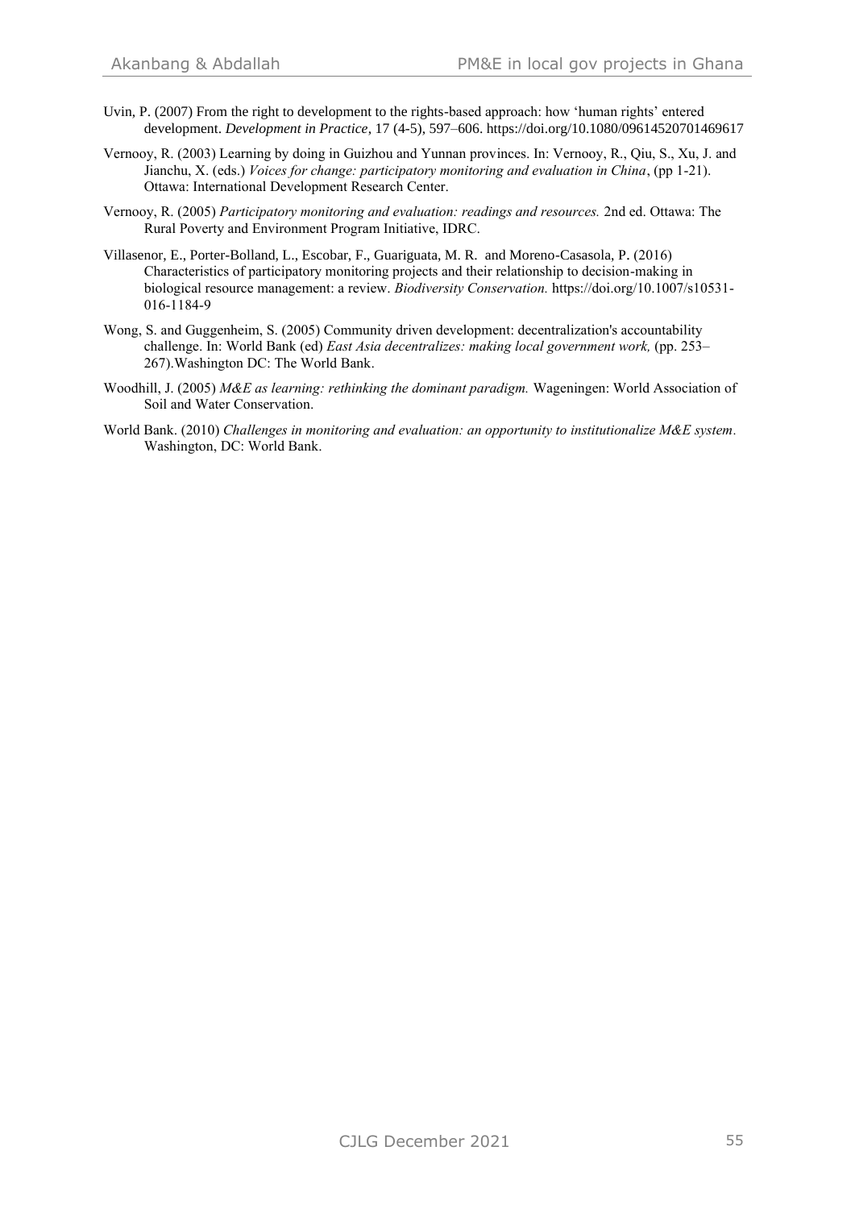Uvin, P. (2007) From the right to development to the rights-based approach: how 'human rights' entered development. *Development in Practice*, 17 (4-5), 597–606. https://doi.org/10.1080/09614520701469617

Vernooy, R. (2003) Learning by doing in Guizhou and Yunnan provinces. In: Vernooy, R., Qiu, S., Xu, J. and Jianchu, X. (eds.) *Voices for change: participatory monitoring and evaluation in China*, (pp 1-21). Ottawa: International Development Research Center.

Vernooy, R. (2005) *Participatory monitoring and evaluation: readings and resources.* 2nd ed. Ottawa: The Rural Poverty and Environment Program Initiative, IDRC.

Villasenor, E., Porter-Bolland, L., Escobar, F., Guariguata, M. R. and Moreno-Casasola, P. (2016) Characteristics of participatory monitoring projects and their relationship to decision-making in biological resource management: a review. *Biodiversity Conservation.* https://doi.org/10.1007/s10531-016-1184-9

Wong, S. and Guggenheim, S. (2005) Community driven development: decentralization's accountability challenge. In: World Bank (ed) *East Asia decentralizes: making local government work,* (pp. 253–267).Washington DC: The World Bank.

Woodhill, J. (2005) *M&E as learning: rethinking the dominant paradigm.* Wageningen: World Association of Soil and Water Conservation.

World Bank. (2010) *Challenges in monitoring and evaluation: an opportunity to institutionalize M&E system.* Washington, DC: World Bank.